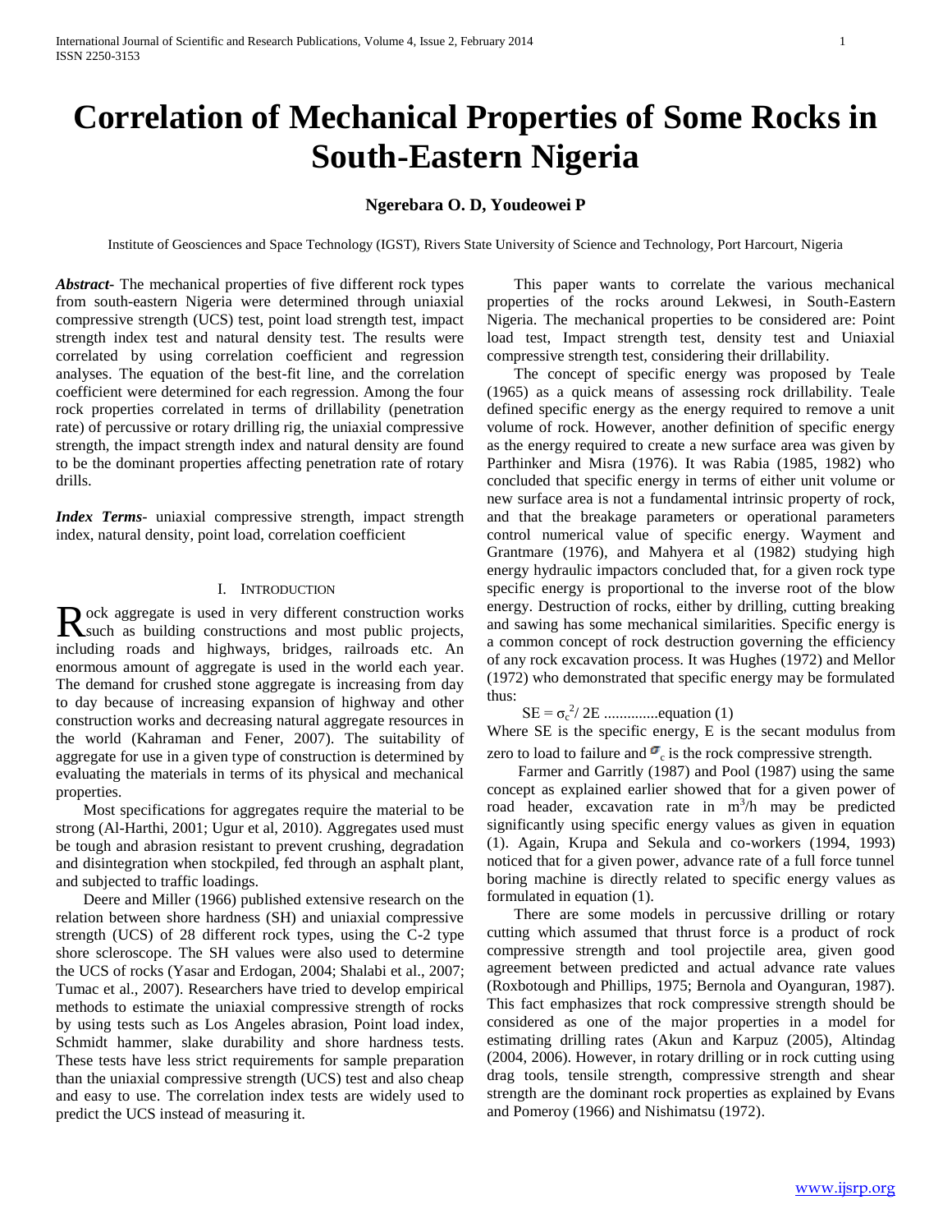# Correlation of Mechanical Properties of Some Rocks in South-Eastern Nigeria

**Ngerebara O. D, Youdeowei P**

Institute of Geosciences and Space Technology (IGST), Rivers State University of Science and Technology, Port Harcourt, Nigeria

***Abstract***- The mechanical properties of five different rock types from south-eastern Nigeria were determined through uniaxial compressive strength (UCS) test, point load strength test, impact strength index test and natural density test. The results were correlated by using correlation coefficient and regression analyses. The equation of the best-fit line, and the correlation coefficient were determined for each regression. Among the four rock properties correlated in terms of drillability (penetration rate) of percussive or rotary drilling rig, the uniaxial compressive strength, the impact strength index and natural density are found to be the dominant properties affecting penetration rate of rotary drills.

***Index Terms***- uniaxial compressive strength, impact strength index, natural density, point load, correlation coefficient

## I. Introduction

Rock aggregate is used in very different construction works such as building constructions and most public projects, including roads and highways, bridges, railroads etc. An enormous amount of aggregate is used in the world each year. The demand for crushed stone aggregate is increasing from day to day because of increasing expansion of highway and other construction works and decreasing natural aggregate resources in the world (Kahraman and Fener, 2007). The suitability of aggregate for use in a given type of construction is determined by evaluating the materials in terms of its physical and mechanical properties.

Most specifications for aggregates require the material to be strong (Al-Harthi, 2001; Ugur et al, 2010). Aggregates used must be tough and abrasion resistant to prevent crushing, degradation and disintegration when stockpiled, fed through an asphalt plant, and subjected to traffic loadings.

Deere and Miller (1966) published extensive research on the relation between shore hardness (SH) and uniaxial compressive strength (UCS) of 28 different rock types, using the C-2 type shore scleroscope. The SH values were also used to determine the UCS of rocks (Yasar and Erdogan, 2004; Shalabi et al., 2007; Tumac et al., 2007). Researchers have tried to develop empirical methods to estimate the uniaxial compressive strength of rocks by using tests such as Los Angeles abrasion, Point load index, Schmidt hammer, slake durability and shore hardness tests. These tests have less strict requirements for sample preparation than the uniaxial compressive strength (UCS) test and also cheap and easy to use. The correlation index tests are widely used to predict the UCS instead of measuring it.

This paper wants to correlate the various mechanical properties of the rocks around Lekwesi, in South-Eastern Nigeria. The mechanical properties to be considered are: Point load test, Impact strength test, density test and Uniaxial compressive strength test, considering their drillability.

The concept of specific energy was proposed by Teale (1965) as a quick means of assessing rock drillability. Teale defined specific energy as the energy required to remove a unit volume of rock. However, another definition of specific energy as the energy required to create a new surface area was given by Parthinker and Misra (1976). It was Rabia (1985, 1982) who concluded that specific energy in terms of either unit volume or new surface area is not a fundamental intrinsic property of rock, and that the breakage parameters or operational parameters control numerical value of specific energy. Wayment and Grantmare (1976), and Mahyera et al (1982) studying high energy hydraulic impactors concluded that, for a given rock type specific energy is proportional to the inverse root of the blow energy. Destruction of rocks, either by drilling, cutting breaking and sawing has some mechanical similarities. Specific energy is a common concept of rock destruction governing the efficiency of any rock excavation process. It was Hughes (1972) and Mellor (1972) who demonstrated that specific energy may be formulated thus:

$$SE = \sigma_c^2 / 2E \quad \text{..............equation (1)}$$

Where SE is the specific energy, E is the secant modulus from zero to load to failure and $\sigma_c$ is the rock compressive strength.

Farmer and Garritly (1987) and Pool (1987) using the same concept as explained earlier showed that for a given power of road header, excavation rate in $m^3/h$ may be predicted significantly using specific energy values as given in equation (1). Again, Krupa and Sekula and co-workers (1994, 1993) noticed that for a given power, advance rate of a full force tunnel boring machine is directly related to specific energy values as formulated in equation (1).

There are some models in percussive drilling or rotary cutting which assumed that thrust force is a product of rock compressive strength and tool projectile area, given good agreement between predicted and actual advance rate values (Roxbotough and Phillips, 1975; Bernola and Oyanguran, 1987). This fact emphasizes that rock compressive strength should be considered as one of the major properties in a model for estimating drilling rates (Akun and Karpuz (2005), Altindag (2004, 2006). However, in rotary drilling or in rock cutting using drag tools, tensile strength, compressive strength and shear strength are the dominant rock properties as explained by Evans and Pomeroy (1966) and Nishimatsu (1972).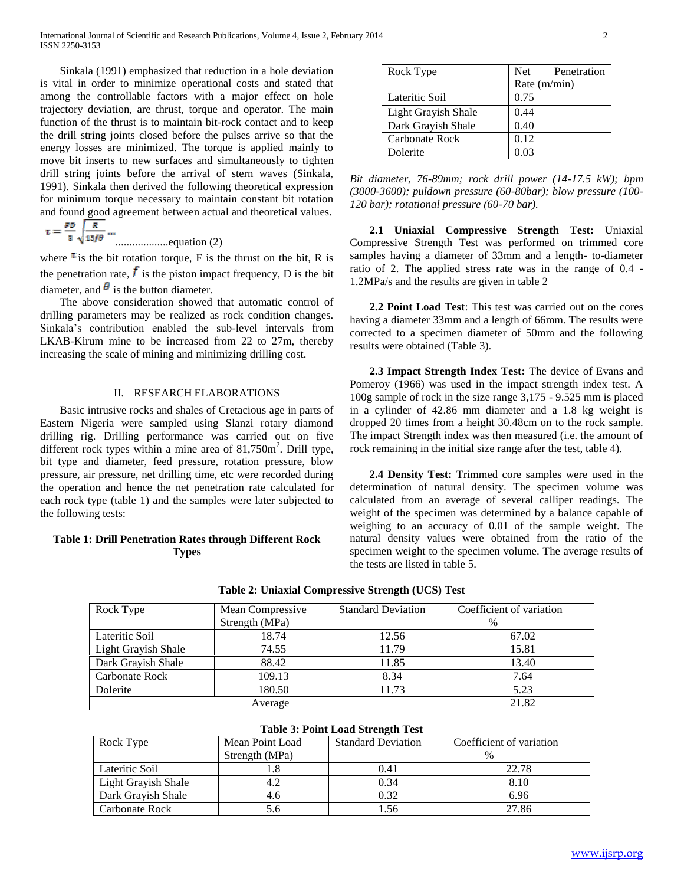Sinkala (1991) emphasized that reduction in a hole deviation is vital in order to minimize operational costs and stated that among the controllable factors with a major effect on hole trajectory deviation, are thrust, torque and operator. The main function of the thrust is to maintain bit-rock contact and to keep the drill string joints closed before the pulses arrive so that the energy losses are minimized. The torque is applied mainly to move bit inserts to new surfaces and simultaneously to tighten drill string joints before the arrival of stern waves (Sinkala, 1991). Sinkala then derived the following theoretical expression for minimum torque necessary to maintain constant bit rotation and found good agreement between actual and theoretical values.

$$\tau = \frac{FD}{2}\sqrt{\frac{R}{15f\theta}} \quad \text{...................equation (2)}$$

where $\tau$ is the bit rotation torque, F is the thrust on the bit, R is the penetration rate, $f$ is the piston impact frequency, D is the bit diameter, and $\theta$ is the button diameter.

The above consideration showed that automatic control of drilling parameters may be realized as rock condition changes. Sinkala's contribution enabled the sub-level intervals from LKAB-Kirum mine to be increased from 22 to 27m, thereby increasing the scale of mining and minimizing drilling cost.

## II. RESEARCH ELABORATIONS

Basic intrusive rocks and shales of Cretacious age in parts of Eastern Nigeria were sampled using Slanzi rotary diamond drilling rig. Drilling performance was carried out on five different rock types within a mine area of $81{,}750m^2$. Drill type, bit type and diameter, feed pressure, rotation pressure, blow pressure, air pressure, net drilling time, etc were recorded during the operation and hence the net penetration rate calculated for each rock type (table 1) and the samples were later subjected to the following tests:

**Table 1: Drill Penetration Rates through Different Rock Types**

| Rock Type | Net Penetration Rate (m/min) |
|---|---|
| Lateritic Soil | 0.75 |
| Light Grayish Shale | 0.44 |
| Dark Grayish Shale | 0.40 |
| Carbonate Rock | 0.12 |
| Dolerite | 0.03 |

*Bit diameter, 76-89mm; rock drill power (14-17.5 kW); bpm (3000-3600); puldown pressure (60-80bar); blow pressure (100-120 bar); rotational pressure (60-70 bar).*

**2.1 Uniaxial Compressive Strength Test:** Uniaxial Compressive Strength Test was performed on trimmed core samples having a diameter of 33mm and a length- to-diameter ratio of 2. The applied stress rate was in the range of 0.4 - 1.2MPa/s and the results are given in table 2

**2.2 Point Load Test**: This test was carried out on the cores having a diameter 33mm and a length of 66mm. The results were corrected to a specimen diameter of 50mm and the following results were obtained (Table 3).

**2.3 Impact Strength Index Test:** The device of Evans and Pomeroy (1966) was used in the impact strength index test. A 100g sample of rock in the size range 3,175 - 9.525 mm is placed in a cylinder of 42.86 mm diameter and a 1.8 kg weight is dropped 20 times from a height 30.48cm on to the rock sample. The impact Strength index was then measured (i.e. the amount of rock remaining in the initial size range after the test, table 4).

**2.4 Density Test:** Trimmed core samples were used in the determination of natural density. The specimen volume was calculated from an average of several calliper readings. The weight of the specimen was determined by a balance capable of weighing to an accuracy of 0.01 of the sample weight. The natural density values were obtained from the ratio of the specimen weight to the specimen volume. The average results of the tests are listed in table 5.

**Table 2: Uniaxial Compressive Strength (UCS) Test**

| Rock Type | Mean Compressive Strength (MPa) | Standard Deviation | Coefficient of variation % |
|---|---|---|---|
| Lateritic Soil | 18.74 | 12.56 | 67.02 |
| Light Grayish Shale | 74.55 | 11.79 | 15.81 |
| Dark Grayish Shale | 88.42 | 11.85 | 13.40 |
| Carbonate Rock | 109.13 | 8.34 | 7.64 |
| Dolerite | 180.50 | 11.73 | 5.23 |
| Average | | | 21.82 |

**Table 3: Point Load Strength Test**

| Rock Type | Mean Point Load Strength (MPa) | Standard Deviation | Coefficient of variation % |
|---|---|---|---|
| Lateritic Soil | 1.8 | 0.41 | 22.78 |
| Light Grayish Shale | 4.2 | 0.34 | 8.10 |
| Dark Grayish Shale | 4.6 | 0.32 | 6.96 |
| Carbonate Rock | 5.6 | 1.56 | 27.86 |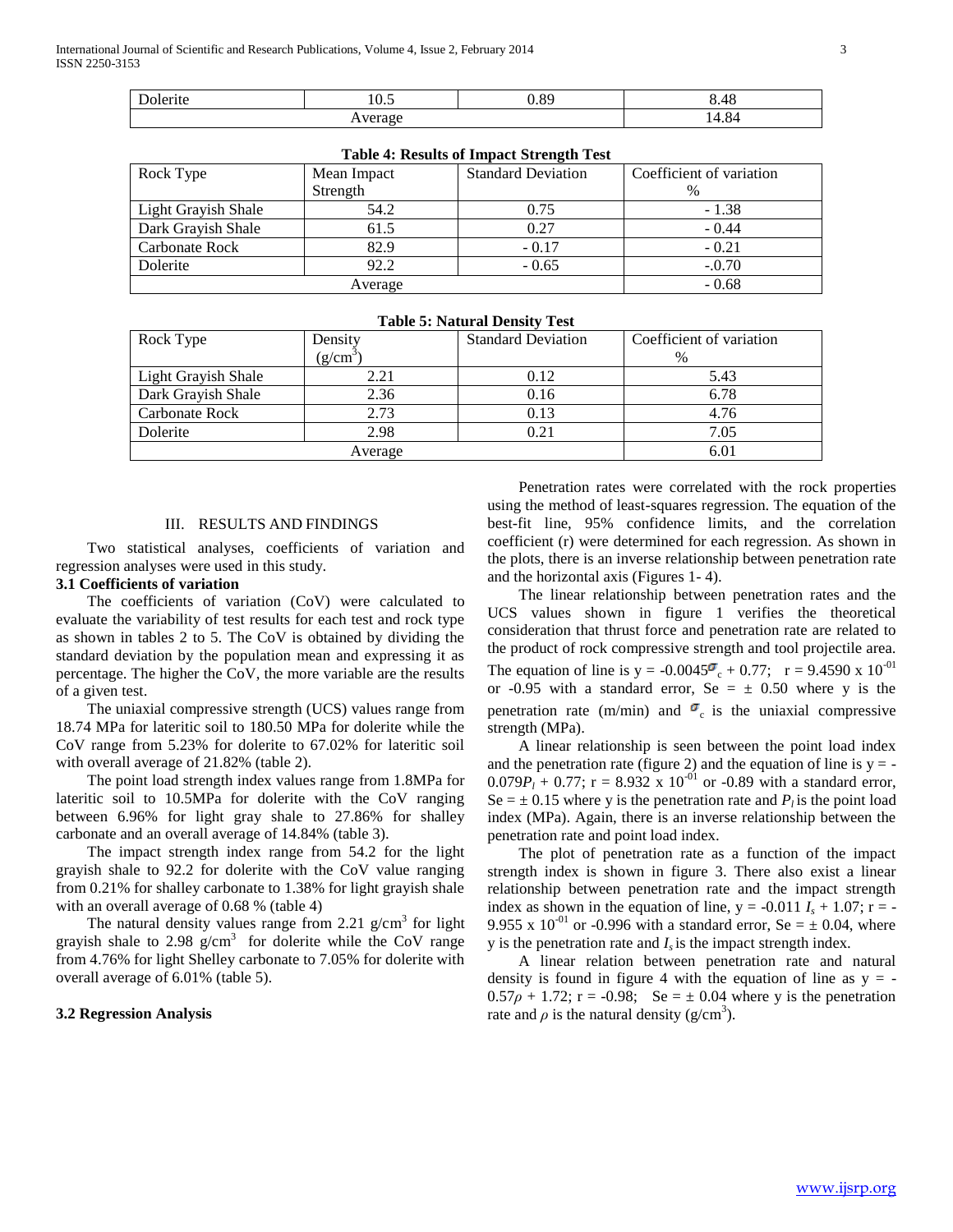| Dolerite | 10.5 | 0.89 | 8.48 |
| --- | --- | --- | --- |
| Average | | | 14.84 |

**Table 4: Results of Impact Strength Test**

| Rock Type | Mean Impact Strength | Standard Deviation | Coefficient of variation % |
| --- | --- | --- | --- |
| Light Grayish Shale | 54.2 | 0.75 | - 1.38 |
| Dark Grayish Shale | 61.5 | 0.27 | - 0.44 |
| Carbonate Rock | 82.9 | - 0.17 | - 0.21 |
| Dolerite | 92.2 | - 0.65 | -.0.70 |
| Average | | | - 0.68 |

**Table 5: Natural Density Test**

| Rock Type | Density ($g/cm^3$) | Standard Deviation | Coefficient of variation % |
| --- | --- | --- | --- |
| Light Grayish Shale | 2.21 | 0.12 | 5.43 |
| Dark Grayish Shale | 2.36 | 0.16 | 6.78 |
| Carbonate Rock | 2.73 | 0.13 | 4.76 |
| Dolerite | 2.98 | 0.21 | 7.05 |
| Average | | | 6.01 |

## III. RESULTS AND FINDINGS

Two statistical analyses, coefficients of variation and regression analyses were used in this study.

### 3.1 Coefficients of variation

The coefficients of variation (CoV) were calculated to evaluate the variability of test results for each test and rock type as shown in tables 2 to 5. The CoV is obtained by dividing the standard deviation by the population mean and expressing it as percentage. The higher the CoV, the more variable are the results of a given test.

The uniaxial compressive strength (UCS) values range from 18.74 MPa for lateritic soil to 180.50 MPa for dolerite while the CoV range from 5.23% for dolerite to 67.02% for lateritic soil with overall average of 21.82% (table 2).

The point load strength index values range from 1.8MPa for lateritic soil to 10.5MPa for dolerite with the CoV ranging between 6.96% for light gray shale to 27.86% for shalley carbonate and an overall average of 14.84% (table 3).

The impact strength index range from 54.2 for the light grayish shale to 92.2 for dolerite with the CoV value ranging from 0.21% for shalley carbonate to 1.38% for light grayish shale with an overall average of 0.68 % (table 4)

The natural density values range from 2.21 $g/cm^3$ for light grayish shale to 2.98 $g/cm^3$ for dolerite while the CoV range from 4.76% for light Shelley carbonate to 7.05% for dolerite with overall average of 6.01% (table 5).

### 3.2 Regression Analysis

Penetration rates were correlated with the rock properties using the method of least-squares regression. The equation of the best-fit line, 95% confidence limits, and the correlation coefficient (r) were determined for each regression. As shown in the plots, there is an inverse relationship between penetration rate and the horizontal axis (Figures 1- 4).

The linear relationship between penetration rates and the UCS values shown in figure 1 verifies the theoretical consideration that thrust force and penetration rate are related to the product of rock compressive strength and tool projectile area. The equation of line is $y = -0.0045\sigma_c + 0.77$; $r = 9.4590 \times 10^{-01}$ or -0.95 with a standard error, Se = ± 0.50 where y is the penetration rate (m/min) and $\sigma_c$ is the uniaxial compressive strength (MPa).

A linear relationship is seen between the point load index and the penetration rate (figure 2) and the equation of line is $y = -0.079P_l + 0.77$; $r = 8.932 \times 10^{-01}$ or -0.89 with a standard error, Se = ± 0.15 where y is the penetration rate and $P_l$ is the point load index (MPa). Again, there is an inverse relationship between the penetration rate and point load index.

The plot of penetration rate as a function of the impact strength index is shown in figure 3. There also exist a linear relationship between penetration rate and the impact strength index as shown in the equation of line, $y = -0.011 I_s + 1.07$; $r = -9.955 \times 10^{-01}$ or -0.996 with a standard error, Se = ± 0.04, where y is the penetration rate and $I_s$ is the impact strength index.

A linear relation between penetration rate and natural density is found in figure 4 with the equation of line as $y = -0.57\rho + 1.72$; r = -0.98; Se = ± 0.04 where y is the penetration rate and $\rho$ is the natural density ($g/cm^3$).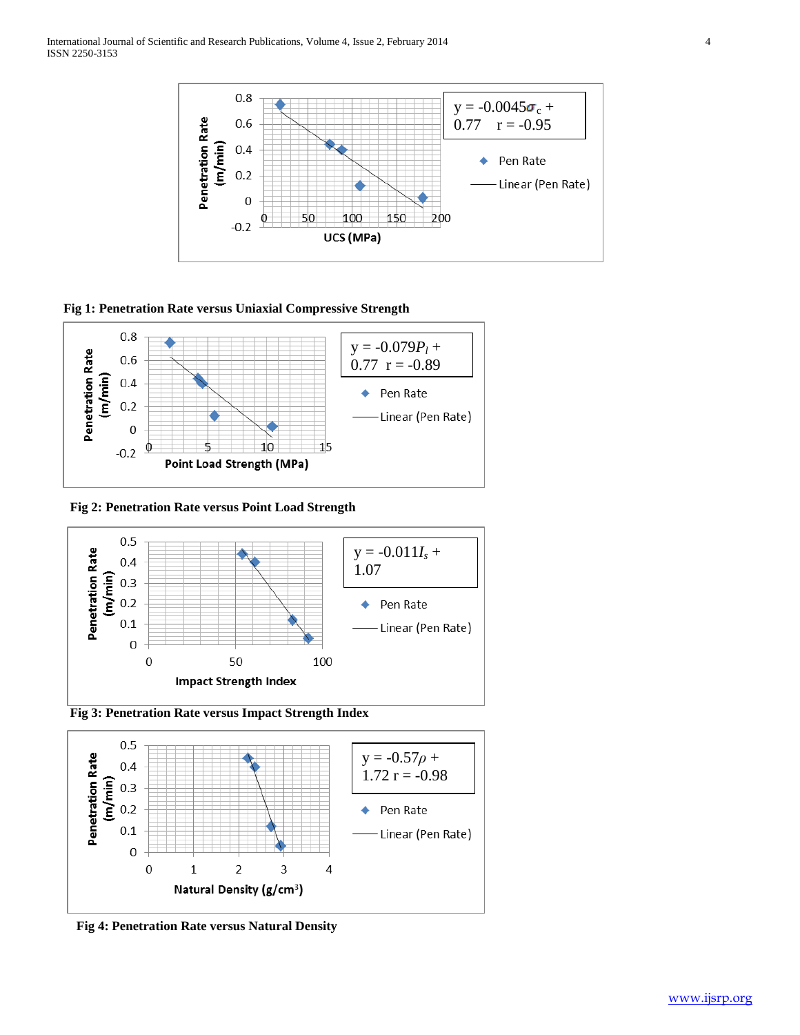$y = -0.0045\sigma_c + 0.77 \quad r = -0.95$

**Fig 1: Penetration Rate versus Uniaxial Compressive Strength**

$y = -0.079P_l + 0.77 \quad r = -0.89$

**Fig 2: Penetration Rate versus Point Load Strength**

$y = -0.011I_s + 1.07$

**Fig 3: Penetration Rate versus Impact Strength Index**

$y = -0.57\rho + 1.72 \quad r = -0.98$

**Fig 4: Penetration Rate versus Natural Density**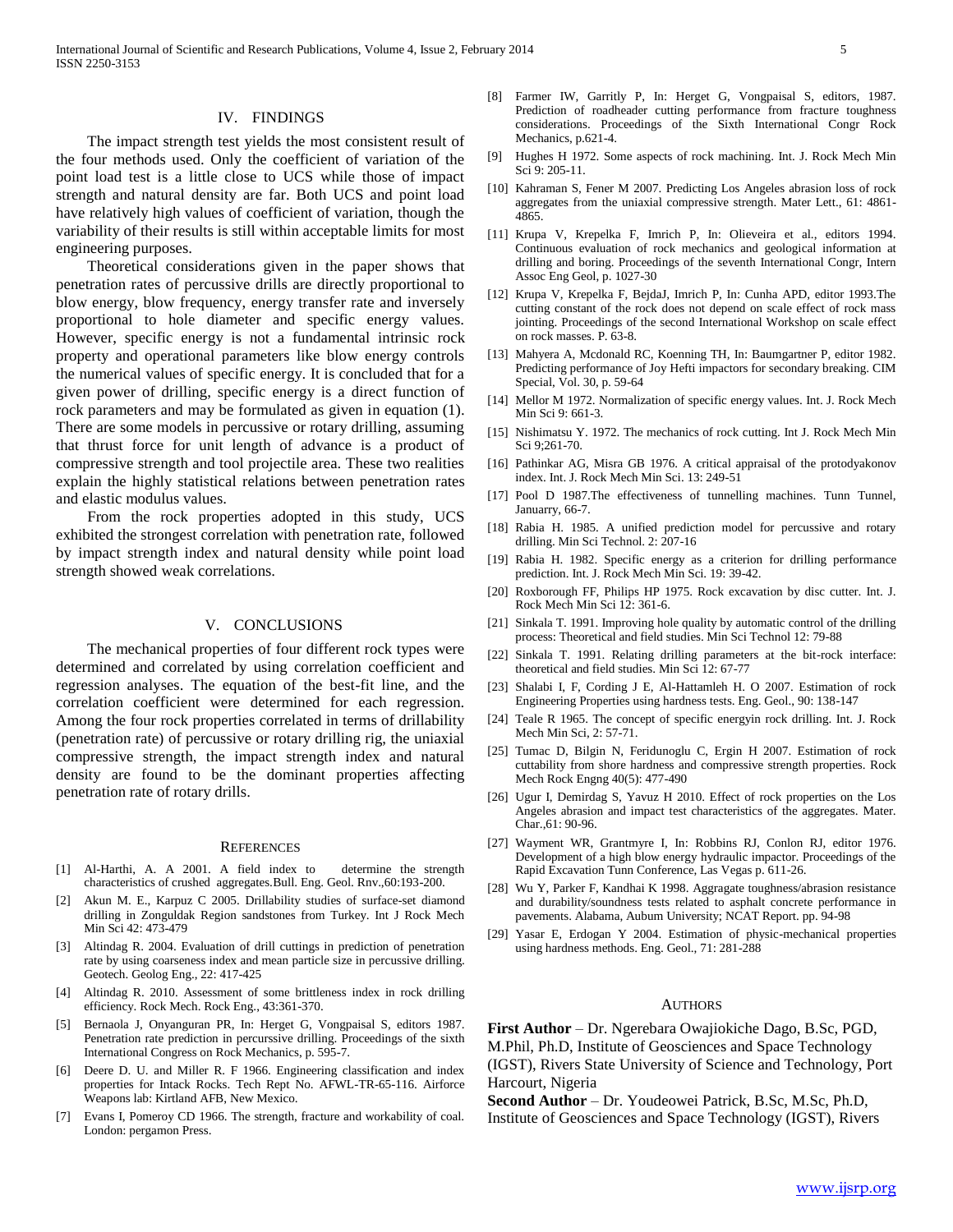## IV. FINDINGS

The impact strength test yields the most consistent result of the four methods used. Only the coefficient of variation of the point load test is a little close to UCS while those of impact strength and natural density are far. Both UCS and point load have relatively high values of coefficient of variation, though the variability of their results is still within acceptable limits for most engineering purposes.

Theoretical considerations given in the paper shows that penetration rates of percussive drills are directly proportional to blow energy, blow frequency, energy transfer rate and inversely proportional to hole diameter and specific energy values. However, specific energy is not a fundamental intrinsic rock property and operational parameters like blow energy controls the numerical values of specific energy. It is concluded that for a given power of drilling, specific energy is a direct function of rock parameters and may be formulated as given in equation (1). There are some models in percussive or rotary drilling, assuming that thrust force for unit length of advance is a product of compressive strength and tool projectile area. These two realities explain the highly statistical relations between penetration rates and elastic modulus values.

From the rock properties adopted in this study, UCS exhibited the strongest correlation with penetration rate, followed by impact strength index and natural density while point load strength showed weak correlations.

## V. CONCLUSIONS

The mechanical properties of four different rock types were determined and correlated by using correlation coefficient and regression analyses. The equation of the best-fit line, and the correlation coefficient were determined for each regression. Among the four rock properties correlated in terms of drillability (penetration rate) of percussive or rotary drilling rig, the uniaxial compressive strength, the impact strength index and natural density are found to be the dominant properties affecting penetration rate of rotary drills.

## REFERENCES

[1] Al-Harthi, A. A 2001. A field index to determine the strength characteristics of crushed aggregates.Bull. Eng. Geol. Rnv.,60:193-200.

[2] Akun M. E., Karpuz C 2005. Drillability studies of surface-set diamond drilling in Zonguldak Region sandstones from Turkey. Int J Rock Mech Min Sci 42: 473-479

[3] Altindag R. 2004. Evaluation of drill cuttings in prediction of penetration rate by using coarseness index and mean particle size in percussive drilling. Geotech. Geolog Eng., 22: 417-425

[4] Altindag R. 2010. Assessment of some brittleness index in rock drilling efficiency. Rock Mech. Rock Eng., 43:361-370.

[5] Bernaola J, Onyanguran PR, In: Herget G, Vongpaisal S, editors 1987. Penetration rate prediction in percrussive drilling. Proceedings of the sixth International Congress on Rock Mechanics, p. 595-7.

[6] Deere D. U. and Miller R. F 1966. Engineering classification and index properties for Intack Rocks. Tech Rept No. AFWL-TR-65-116. Airforce Weapons lab: Kirtland AFB, New Mexico.

[7] Evans I, Pomeroy CD 1966. The strength, fracture and workability of coal. London: pergamon Press.

[8] Farmer IW, Garritly P, In: Herget G, Vongpaisal S, editors, 1987. Prediction of roadheader cutting performance from fracture toughness considerations. Proceedings of the Sixth International Congr Rock Mechanics, p.621-4.

[9] Hughes H 1972. Some aspects of rock machining. Int. J. Rock Mech Min Sci 9: 205-11.

[10] Kahraman S, Fener M 2007. Predicting Los Angeles abrasion loss of rock aggregates from the uniaxial compressive strength. Mater Lett., 61: 4861-4865.

[11] Krupa V, Krepelka F, Imrich P, In: Olieveira et al., editors 1994. Continuous evaluation of rock mechanics and geological information at drilling and boring. Proceedings of the seventh International Congr, Intern Assoc Eng Geol, p. 1027-30

[12] Krupa V, Krepelka F, BejdaJ, Imrich P, In: Cunha APD, editor 1993.The cutting constant of the rock does not depend on scale effect of rock mass jointing. Proceedings of the second International Workshop on scale effect on rock masses. P. 63-8.

[13] Mahyera A, Mcdonald RC, Koenning TH, In: Baumgartner P, editor 1982. Predicting performance of Joy Hefti impactors for secondary breaking. CIM Special, Vol. 30, p. 59-64

[14] Mellor M 1972. Normalization of specific energy values. Int. J. Rock Mech Min Sci 9: 661-3.

[15] Nishimatsu Y. 1972. The mechanics of rock cutting. Int J. Rock Mech Min Sci 9;261-70.

[16] Pathinkar AG, Misra GB 1976. A critical appraisal of the protodyakonov index. Int. J. Rock Mech Min Sci. 13: 249-51

[17] Pool D 1987.The effectiveness of tunnelling machines. Tunn Tunnel, Januarry, 66-7.

[18] Rabia H. 1985. A unified prediction model for percussive and rotary drilling. Min Sci Technol. 2: 207-16

[19] Rabia H. 1982. Specific energy as a criterion for drilling performance prediction. Int. J. Rock Mech Min Sci. 19: 39-42.

[20] Roxborough FF, Philips HP 1975. Rock excavation by disc cutter. Int. J. Rock Mech Min Sci 12: 361-6.

[21] Sinkala T. 1991. Improving hole quality by automatic control of the drilling process: Theoretical and field studies. Min Sci Technol 12: 79-88

[22] Sinkala T. 1991. Relating drilling parameters at the bit-rock interface: theoretical and field studies. Min Sci 12: 67-77

[23] Shalabi I, F, Cording J E, Al-Hattamleh H. O 2007. Estimation of rock Engineering Properties using hardness tests. Eng. Geol., 90: 138-147

[24] Teale R 1965. The concept of specific energyin rock drilling. Int. J. Rock Mech Min Sci, 2: 57-71.

[25] Tumac D, Bilgin N, Feridunoglu C, Ergin H 2007. Estimation of rock cuttability from shore hardness and compressive strength properties. Rock Mech Rock Engng 40(5): 477-490

[26] Ugur I, Demirdag S, Yavuz H 2010. Effect of rock properties on the Los Angeles abrasion and impact test characteristics of the aggregates. Mater. Char.,61: 90-96.

[27] Wayment WR, Grantmyre I, In: Robbins RJ, Conlon RJ, editor 1976. Development of a high blow energy hydraulic impactor. Proceedings of the Rapid Excavation Tunn Conference, Las Vegas p. 611-26.

[28] Wu Y, Parker F, Kandhai K 1998. Aggragate toughness/abrasion resistance and durability/soundness tests related to asphalt concrete performance in pavements. Alabama, Aubum University; NCAT Report. pp. 94-98

[29] Yasar E, Erdogan Y 2004. Estimation of physic-mechanical properties using hardness methods. Eng. Geol., 71: 281-288

## AUTHORS

**First Author** – Dr. Ngerebara Owajiokiche Dago, B.Sc, PGD, M.Phil, Ph.D, Institute of Geosciences and Space Technology (IGST), Rivers State University of Science and Technology, Port Harcourt, Nigeria

**Second Author** – Dr. Youdeowei Patrick, B.Sc, M.Sc, Ph.D, Institute of Geosciences and Space Technology (IGST), Rivers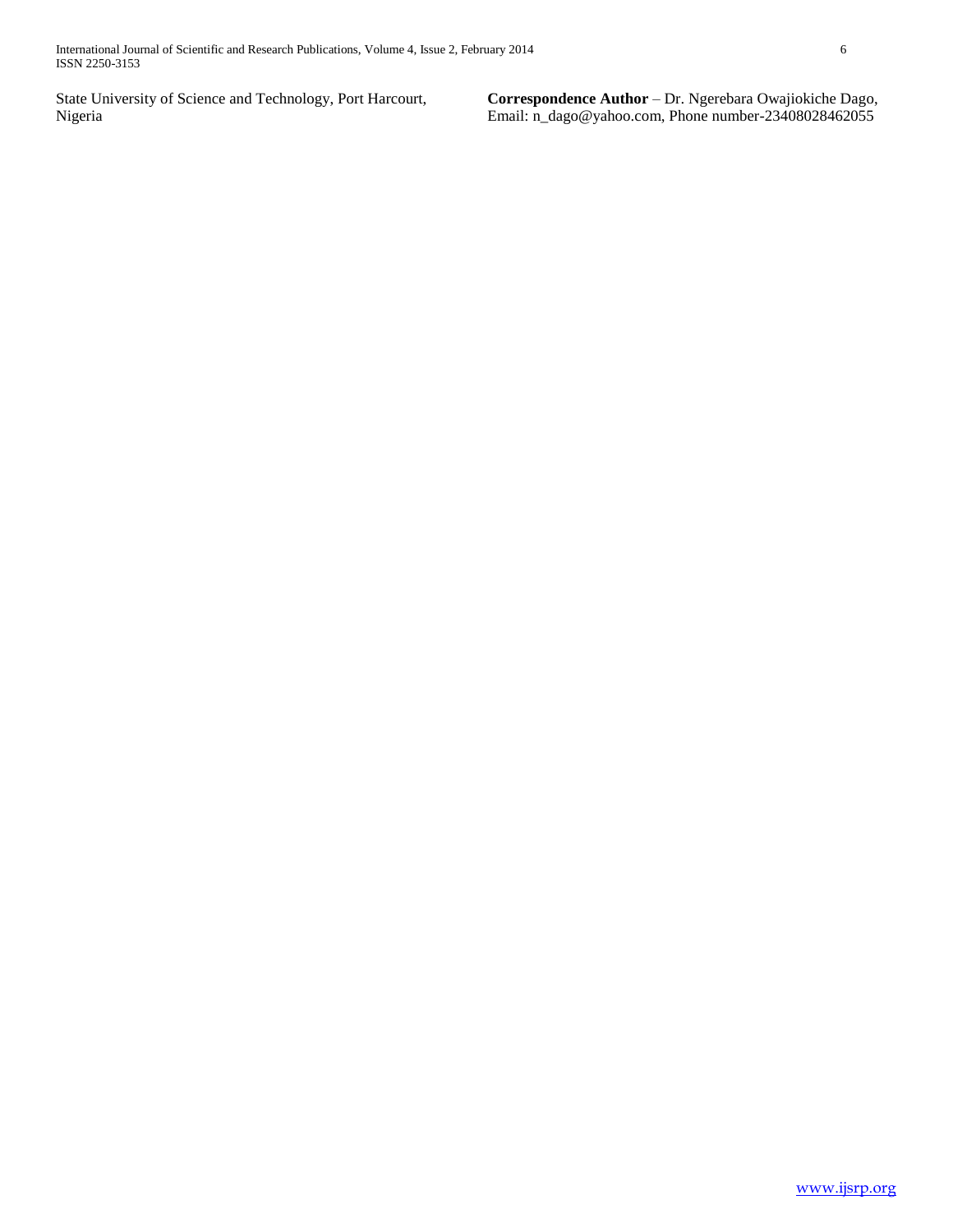State University of Science and Technology, Port Harcourt, Nigeria

**Correspondence Author** – Dr. Ngerebara Owajiokiche Dago, Email: n_dago@yahoo.com, Phone number-23408028462055